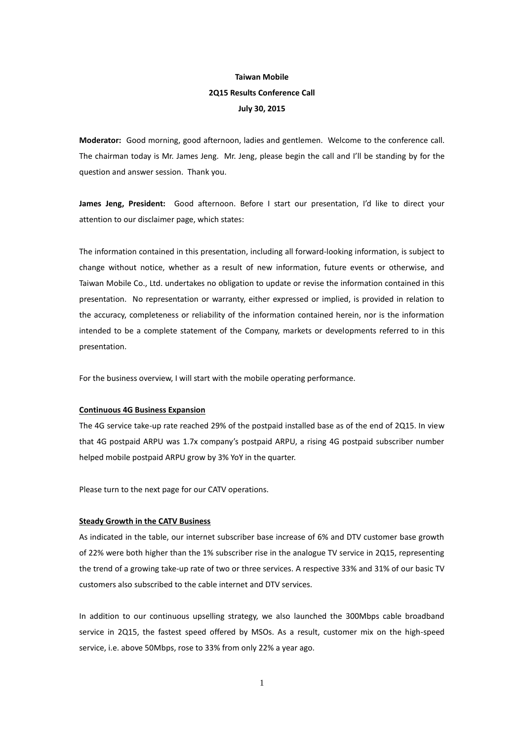**Taiwan Mobile**

**2Q15 Results Conference Call**

**July 30, 2015**

**Moderator:** Good morning, good afternoon, ladies and gentlemen. Welcome to the conference call. The chairman today is Mr. James Jeng. Mr. Jeng, please begin the call and I'll be standing by for the question and answer session. Thank you.

**James Jeng, President:** Good afternoon. Before I start our presentation, I'd like to direct your attention to our disclaimer page, which states:

The information contained in this presentation, including all forward-looking information, is subject to change without notice, whether as a result of new information, future events or otherwise, and Taiwan Mobile Co., Ltd. undertakes no obligation to update or revise the information contained in this presentation. No representation or warranty, either expressed or implied, is provided in relation to the accuracy, completeness or reliability of the information contained herein, nor is the information intended to be a complete statement of the Company, markets or developments referred to in this presentation.

For the business overview, I will start with the mobile operating performance.

**Continuous 4G Business Expansion**

The 4G service take-up rate reached 29% of the postpaid installed base as of the end of 2Q15. In view that 4G postpaid ARPU was 1.7x company's postpaid ARPU, a rising 4G postpaid subscriber number helped mobile postpaid ARPU grow by 3% YoY in the quarter.

Please turn to the next page for our CATV operations.

**Steady Growth in the CATV Business**

As indicated in the table, our internet subscriber base increase of 6% and DTV customer base growth of 22% were both higher than the 1% subscriber rise in the analogue TV service in 2Q15, representing the trend of a growing take-up rate of two or three services. A respective 33% and 31% of our basic TV customers also subscribed to the cable internet and DTV services.

In addition to our continuous upselling strategy, we also launched the 300Mbps cable broadband service in 2Q15, the fastest speed offered by MSOs. As a result, customer mix on the high-speed service, i.e. above 50Mbps, rose to 33% from only 22% a year ago.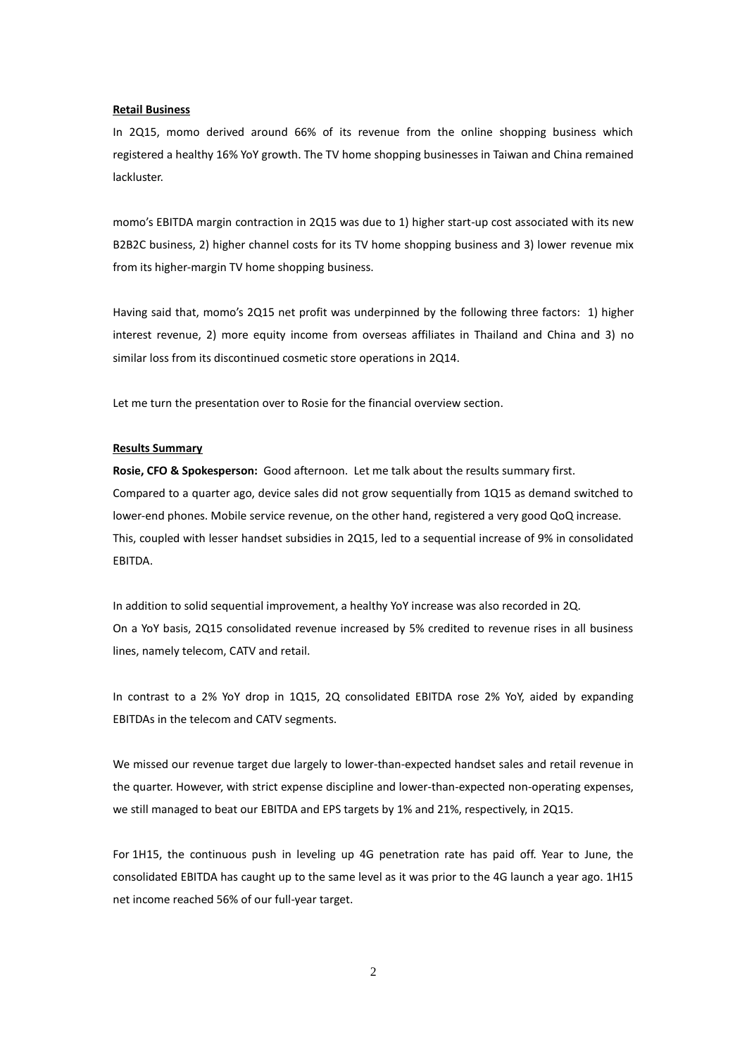**Retail Business**

In 2Q15, momo derived around 66% of its revenue from the online shopping business which registered a healthy 16% YoY growth. The TV home shopping businesses in Taiwan and China remained lackluster.

momo's EBITDA margin contraction in 2Q15 was due to 1) higher start-up cost associated with its new B2B2C business, 2) higher channel costs for its TV home shopping business and 3) lower revenue mix from its higher-margin TV home shopping business.

Having said that, momo's 2Q15 net profit was underpinned by the following three factors: 1) higher interest revenue, 2) more equity income from overseas affiliates in Thailand and China and 3) no similar loss from its discontinued cosmetic store operations in 2Q14.

Let me turn the presentation over to Rosie for the financial overview section.

**Results Summary**

**Rosie, CFO & Spokesperson:** Good afternoon. Let me talk about the results summary first.
Compared to a quarter ago, device sales did not grow sequentially from 1Q15 as demand switched to lower-end phones. Mobile service revenue, on the other hand, registered a very good QoQ increase. This, coupled with lesser handset subsidies in 2Q15, led to a sequential increase of 9% in consolidated EBITDA.

In addition to solid sequential improvement, a healthy YoY increase was also recorded in 2Q.
On a YoY basis, 2Q15 consolidated revenue increased by 5% credited to revenue rises in all business lines, namely telecom, CATV and retail.

In contrast to a 2% YoY drop in 1Q15, 2Q consolidated EBITDA rose 2% YoY, aided by expanding EBITDAs in the telecom and CATV segments.

We missed our revenue target due largely to lower-than-expected handset sales and retail revenue in the quarter. However, with strict expense discipline and lower-than-expected non-operating expenses, we still managed to beat our EBITDA and EPS targets by 1% and 21%, respectively, in 2Q15.

For 1H15, the continuous push in leveling up 4G penetration rate has paid off. Year to June, the consolidated EBITDA has caught up to the same level as it was prior to the 4G launch a year ago. 1H15 net income reached 56% of our full-year target.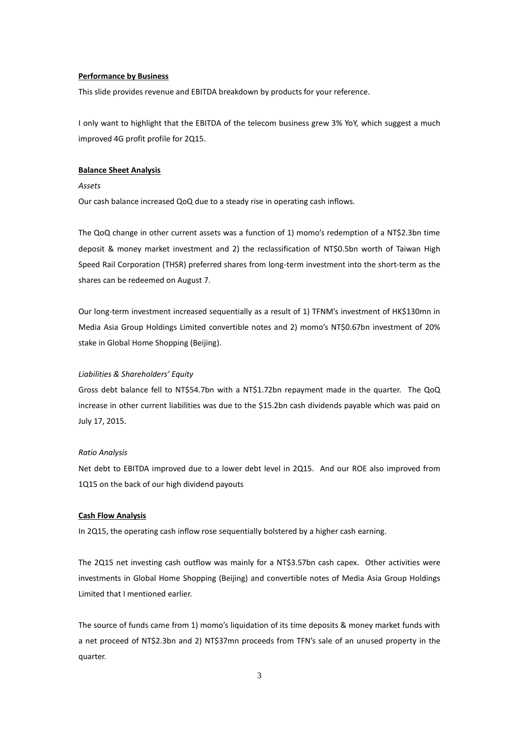**Performance by Business**

This slide provides revenue and EBITDA breakdown by products for your reference.

I only want to highlight that the EBITDA of the telecom business grew 3% YoY, which suggest a much improved 4G profit profile for 2Q15.

**Balance Sheet Analysis**

*Assets*

Our cash balance increased QoQ due to a steady rise in operating cash inflows.

The QoQ change in other current assets was a function of 1) momo's redemption of a NT$2.3bn time deposit & money market investment and 2) the reclassification of NT$0.5bn worth of Taiwan High Speed Rail Corporation (THSR) preferred shares from long-term investment into the short-term as the shares can be redeemed on August 7.

Our long-term investment increased sequentially as a result of 1) TFNM's investment of HK$130mn in Media Asia Group Holdings Limited convertible notes and 2) momo's NT$0.67bn investment of 20% stake in Global Home Shopping (Beijing).

*Liabilities & Shareholders' Equity*

Gross debt balance fell to NT$54.7bn with a NT$1.72bn repayment made in the quarter. The QoQ increase in other current liabilities was due to the $15.2bn cash dividends payable which was paid on July 17, 2015.

*Ratio Analysis*

Net debt to EBITDA improved due to a lower debt level in 2Q15. And our ROE also improved from 1Q15 on the back of our high dividend payouts

**Cash Flow Analysis**

In 2Q15, the operating cash inflow rose sequentially bolstered by a higher cash earning.

The 2Q15 net investing cash outflow was mainly for a NT$3.57bn cash capex. Other activities were investments in Global Home Shopping (Beijing) and convertible notes of Media Asia Group Holdings Limited that I mentioned earlier.

The source of funds came from 1) momo's liquidation of its time deposits & money market funds with a net proceed of NT$2.3bn and 2) NT$37mn proceeds from TFN's sale of an unused property in the quarter.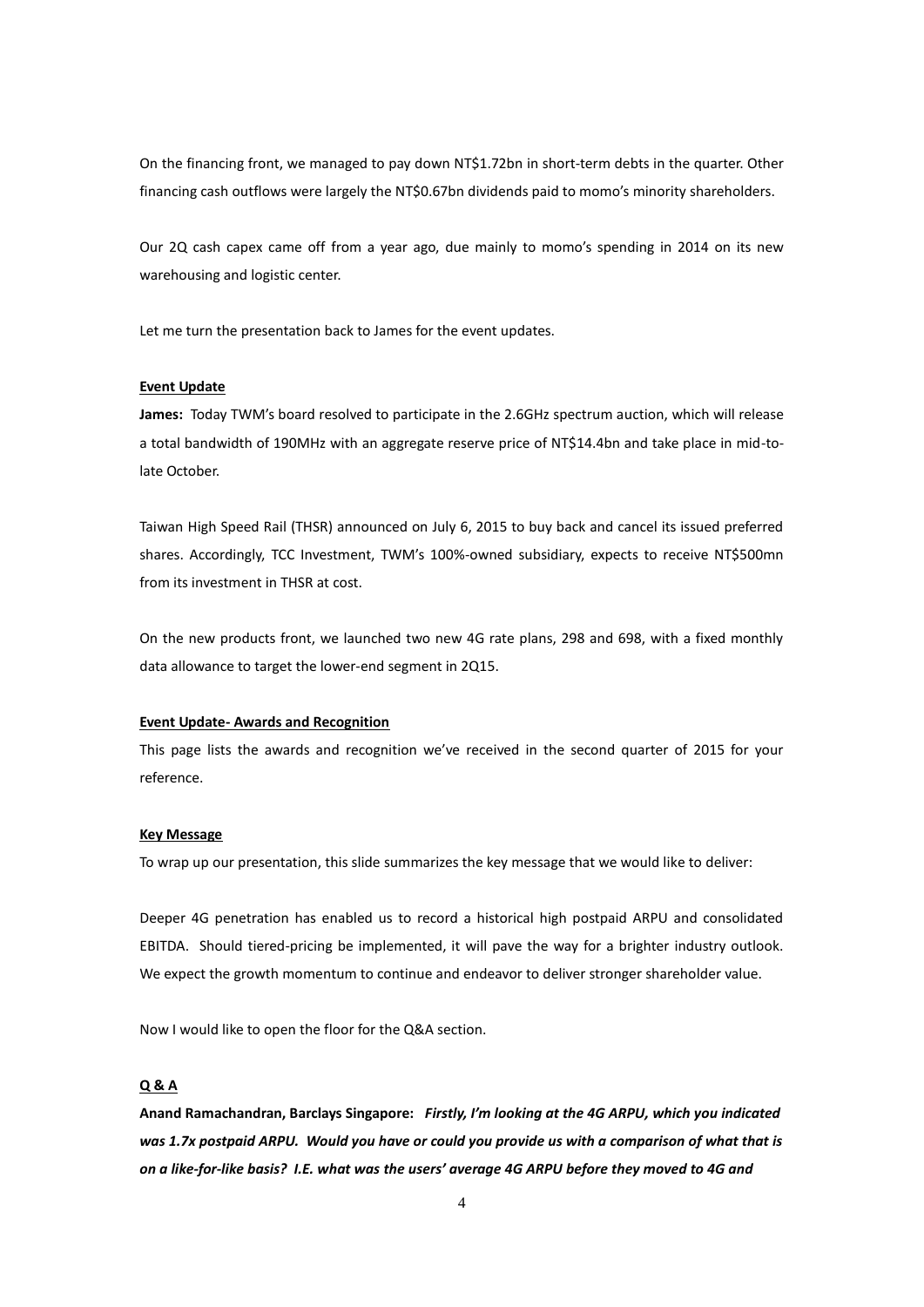On the financing front, we managed to pay down NT$1.72bn in short-term debts in the quarter. Other financing cash outflows were largely the NT$0.67bn dividends paid to momo's minority shareholders.

Our 2Q cash capex came off from a year ago, due mainly to momo's spending in 2014 on its new warehousing and logistic center.

Let me turn the presentation back to James for the event updates.

**Event Update**

**James:** Today TWM's board resolved to participate in the 2.6GHz spectrum auction, which will release a total bandwidth of 190MHz with an aggregate reserve price of NT$14.4bn and take place in mid-to-late October.

Taiwan High Speed Rail (THSR) announced on July 6, 2015 to buy back and cancel its issued preferred shares. Accordingly, TCC Investment, TWM's 100%-owned subsidiary, expects to receive NT$500mn from its investment in THSR at cost.

On the new products front, we launched two new 4G rate plans, 298 and 698, with a fixed monthly data allowance to target the lower-end segment in 2Q15.

**Event Update- Awards and Recognition**

This page lists the awards and recognition we've received in the second quarter of 2015 for your reference.

**Key Message**

To wrap up our presentation, this slide summarizes the key message that we would like to deliver:

Deeper 4G penetration has enabled us to record a historical high postpaid ARPU and consolidated EBITDA. Should tiered-pricing be implemented, it will pave the way for a brighter industry outlook. We expect the growth momentum to continue and endeavor to deliver stronger shareholder value.

Now I would like to open the floor for the Q&A section.

**Q & A**

**Anand Ramachandran, Barclays Singapore:** ***Firstly, I'm looking at the 4G ARPU, which you indicated was 1.7x postpaid ARPU. Would you have or could you provide us with a comparison of what that is on a like-for-like basis? I.E. what was the users' average 4G ARPU before they moved to 4G and***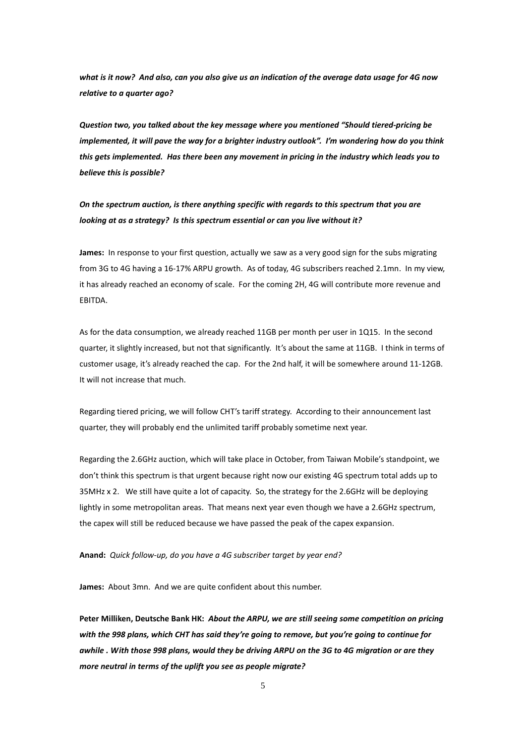***what is it now? And also, can you also give us an indication of the average data usage for 4G now relative to a quarter ago?***

***Question two, you talked about the key message where you mentioned "Should tiered-pricing be implemented, it will pave the way for a brighter industry outlook". I'm wondering how do you think this gets implemented. Has there been any movement in pricing in the industry which leads you to believe this is possible?***

***On the spectrum auction, is there anything specific with regards to this spectrum that you are looking at as a strategy? Is this spectrum essential or can you live without it?***

**James:** In response to your first question, actually we saw as a very good sign for the subs migrating from 3G to 4G having a 16-17% ARPU growth. As of today, 4G subscribers reached 2.1mn. In my view, it has already reached an economy of scale. For the coming 2H, 4G will contribute more revenue and EBITDA.

As for the data consumption, we already reached 11GB per month per user in 1Q15. In the second quarter, it slightly increased, but not that significantly. It's about the same at 11GB. I think in terms of customer usage, it's already reached the cap. For the 2nd half, it will be somewhere around 11-12GB. It will not increase that much.

Regarding tiered pricing, we will follow CHT's tariff strategy. According to their announcement last quarter, they will probably end the unlimited tariff probably sometime next year.

Regarding the 2.6GHz auction, which will take place in October, from Taiwan Mobile's standpoint, we don't think this spectrum is that urgent because right now our existing 4G spectrum total adds up to 35MHz x 2. We still have quite a lot of capacity. So, the strategy for the 2.6GHz will be deploying lightly in some metropolitan areas. That means next year even though we have a 2.6GHz spectrum, the capex will still be reduced because we have passed the peak of the capex expansion.

**Anand:** *Quick follow-up, do you have a 4G subscriber target by year end?*

**James:** About 3mn. And we are quite confident about this number.

**Peter Milliken, Deutsche Bank HK:** ***About the ARPU, we are still seeing some competition on pricing with the 998 plans, which CHT has said they're going to remove, but you're going to continue for awhile . With those 998 plans, would they be driving ARPU on the 3G to 4G migration or are they more neutral in terms of the uplift you see as people migrate?***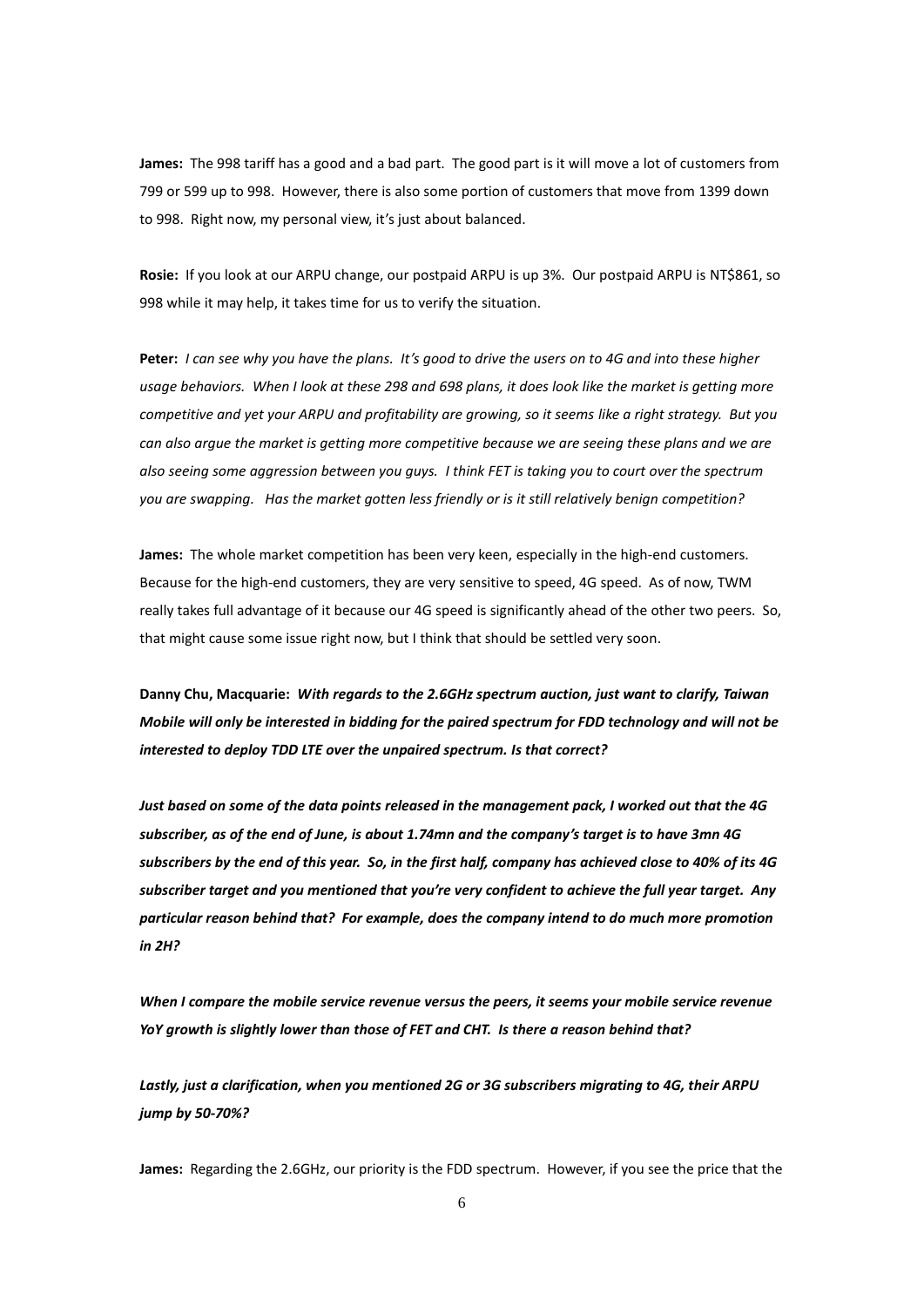**James:** The 998 tariff has a good and a bad part. The good part is it will move a lot of customers from 799 or 599 up to 998. However, there is also some portion of customers that move from 1399 down to 998. Right now, my personal view, it's just about balanced.

**Rosie:** If you look at our ARPU change, our postpaid ARPU is up 3%. Our postpaid ARPU is NT$861, so 998 while it may help, it takes time for us to verify the situation.

**Peter:** *I can see why you have the plans. It's good to drive the users on to 4G and into these higher usage behaviors. When I look at these 298 and 698 plans, it does look like the market is getting more competitive and yet your ARPU and profitability are growing, so it seems like a right strategy. But you can also argue the market is getting more competitive because we are seeing these plans and we are also seeing some aggression between you guys. I think FET is taking you to court over the spectrum you are swapping. Has the market gotten less friendly or is it still relatively benign competition?*

**James:** The whole market competition has been very keen, especially in the high-end customers. Because for the high-end customers, they are very sensitive to speed, 4G speed. As of now, TWM really takes full advantage of it because our 4G speed is significantly ahead of the other two peers. So, that might cause some issue right now, but I think that should be settled very soon.

**Danny Chu, Macquarie:** ***With regards to the 2.6GHz spectrum auction, just want to clarify, Taiwan Mobile will only be interested in bidding for the paired spectrum for FDD technology and will not be interested to deploy TDD LTE over the unpaired spectrum. Is that correct?***

***Just based on some of the data points released in the management pack, I worked out that the 4G subscriber, as of the end of June, is about 1.74mn and the company's target is to have 3mn 4G subscribers by the end of this year. So, in the first half, company has achieved close to 40% of its 4G subscriber target and you mentioned that you're very confident to achieve the full year target. Any particular reason behind that? For example, does the company intend to do much more promotion in 2H?***

***When I compare the mobile service revenue versus the peers, it seems your mobile service revenue YoY growth is slightly lower than those of FET and CHT. Is there a reason behind that?***

***Lastly, just a clarification, when you mentioned 2G or 3G subscribers migrating to 4G, their ARPU jump by 50-70%?***

**James:** Regarding the 2.6GHz, our priority is the FDD spectrum. However, if you see the price that the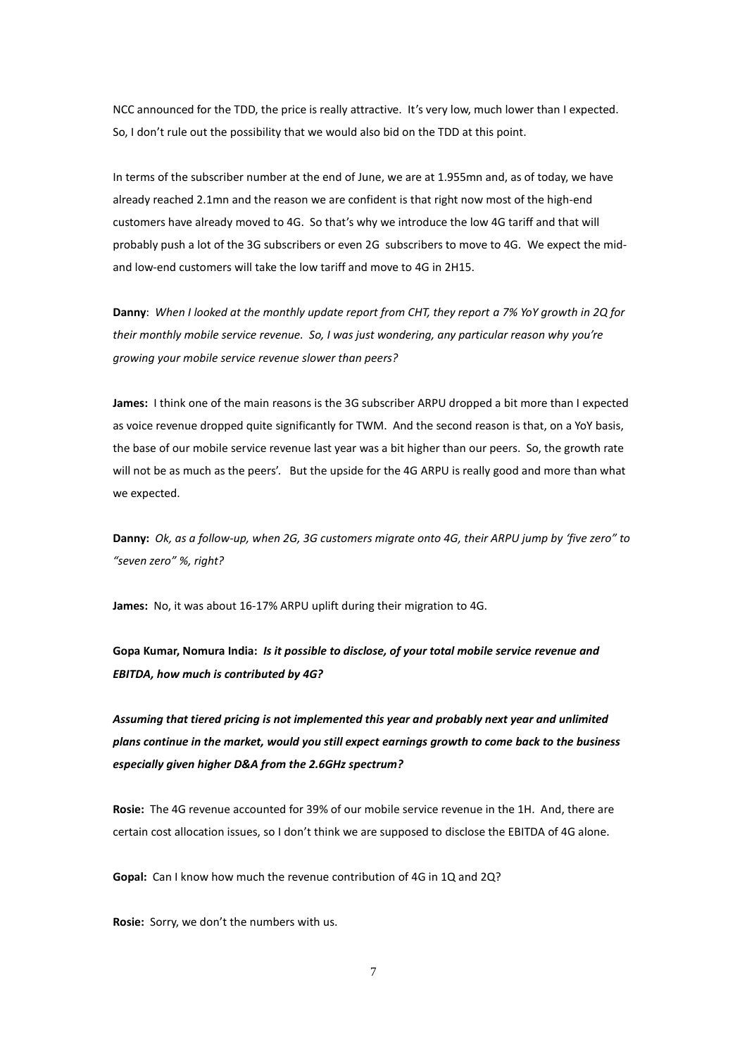NCC announced for the TDD, the price is really attractive. It's very low, much lower than I expected. So, I don't rule out the possibility that we would also bid on the TDD at this point.

In terms of the subscriber number at the end of June, we are at 1.955mn and, as of today, we have already reached 2.1mn and the reason we are confident is that right now most of the high-end customers have already moved to 4G. So that's why we introduce the low 4G tariff and that will probably push a lot of the 3G subscribers or even 2G subscribers to move to 4G. We expect the mid- and low-end customers will take the low tariff and move to 4G in 2H15.

**Danny**: *When I looked at the monthly update report from CHT, they report a 7% YoY growth in 2Q for their monthly mobile service revenue. So, I was just wondering, any particular reason why you're growing your mobile service revenue slower than peers?*

**James:** I think one of the main reasons is the 3G subscriber ARPU dropped a bit more than I expected as voice revenue dropped quite significantly for TWM. And the second reason is that, on a YoY basis, the base of our mobile service revenue last year was a bit higher than our peers. So, the growth rate will not be as much as the peers'. But the upside for the 4G ARPU is really good and more than what we expected.

**Danny:** *Ok, as a follow-up, when 2G, 3G customers migrate onto 4G, their ARPU jump by 'five zero" to "seven zero" %, right?*

**James:** No, it was about 16-17% ARPU uplift during their migration to 4G.

**Gopa Kumar, Nomura India:** ***Is it possible to disclose, of your total mobile service revenue and EBITDA, how much is contributed by 4G?***

***Assuming that tiered pricing is not implemented this year and probably next year and unlimited plans continue in the market, would you still expect earnings growth to come back to the business especially given higher D&A from the 2.6GHz spectrum?***

**Rosie:** The 4G revenue accounted for 39% of our mobile service revenue in the 1H. And, there are certain cost allocation issues, so I don't think we are supposed to disclose the EBITDA of 4G alone.

**Gopal:** Can I know how much the revenue contribution of 4G in 1Q and 2Q?

**Rosie:** Sorry, we don't the numbers with us.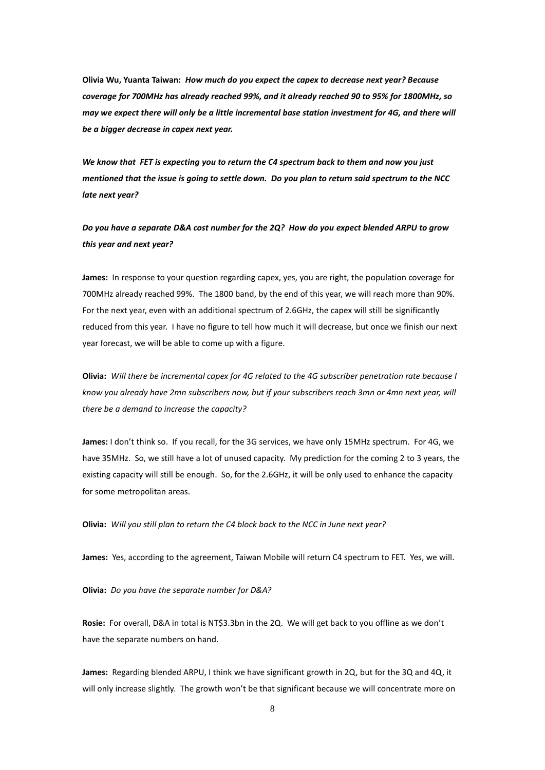**Olivia Wu, Yuanta Taiwan:** ***How much do you expect the capex to decrease next year? Because coverage for 700MHz has already reached 99%, and it already reached 90 to 95% for 1800MHz, so may we expect there will only be a little incremental base station investment for 4G, and there will be a bigger decrease in capex next year.***

***We know that FET is expecting you to return the C4 spectrum back to them and now you just mentioned that the issue is going to settle down. Do you plan to return said spectrum to the NCC late next year?***

***Do you have a separate D&A cost number for the 2Q? How do you expect blended ARPU to grow this year and next year?***

**James:** In response to your question regarding capex, yes, you are right, the population coverage for 700MHz already reached 99%. The 1800 band, by the end of this year, we will reach more than 90%. For the next year, even with an additional spectrum of 2.6GHz, the capex will still be significantly reduced from this year. I have no figure to tell how much it will decrease, but once we finish our next year forecast, we will be able to come up with a figure.

**Olivia:** *Will there be incremental capex for 4G related to the 4G subscriber penetration rate because I know you already have 2mn subscribers now, but if your subscribers reach 3mn or 4mn next year, will there be a demand to increase the capacity?*

**James:** I don't think so. If you recall, for the 3G services, we have only 15MHz spectrum. For 4G, we have 35MHz. So, we still have a lot of unused capacity. My prediction for the coming 2 to 3 years, the existing capacity will still be enough. So, for the 2.6GHz, it will be only used to enhance the capacity for some metropolitan areas.

**Olivia:** *Will you still plan to return the C4 block back to the NCC in June next year?*

**James:** Yes, according to the agreement, Taiwan Mobile will return C4 spectrum to FET. Yes, we will.

**Olivia:** *Do you have the separate number for D&A?*

**Rosie:** For overall, D&A in total is NT$3.3bn in the 2Q. We will get back to you offline as we don't have the separate numbers on hand.

**James:** Regarding blended ARPU, I think we have significant growth in 2Q, but for the 3Q and 4Q, it will only increase slightly. The growth won't be that significant because we will concentrate more on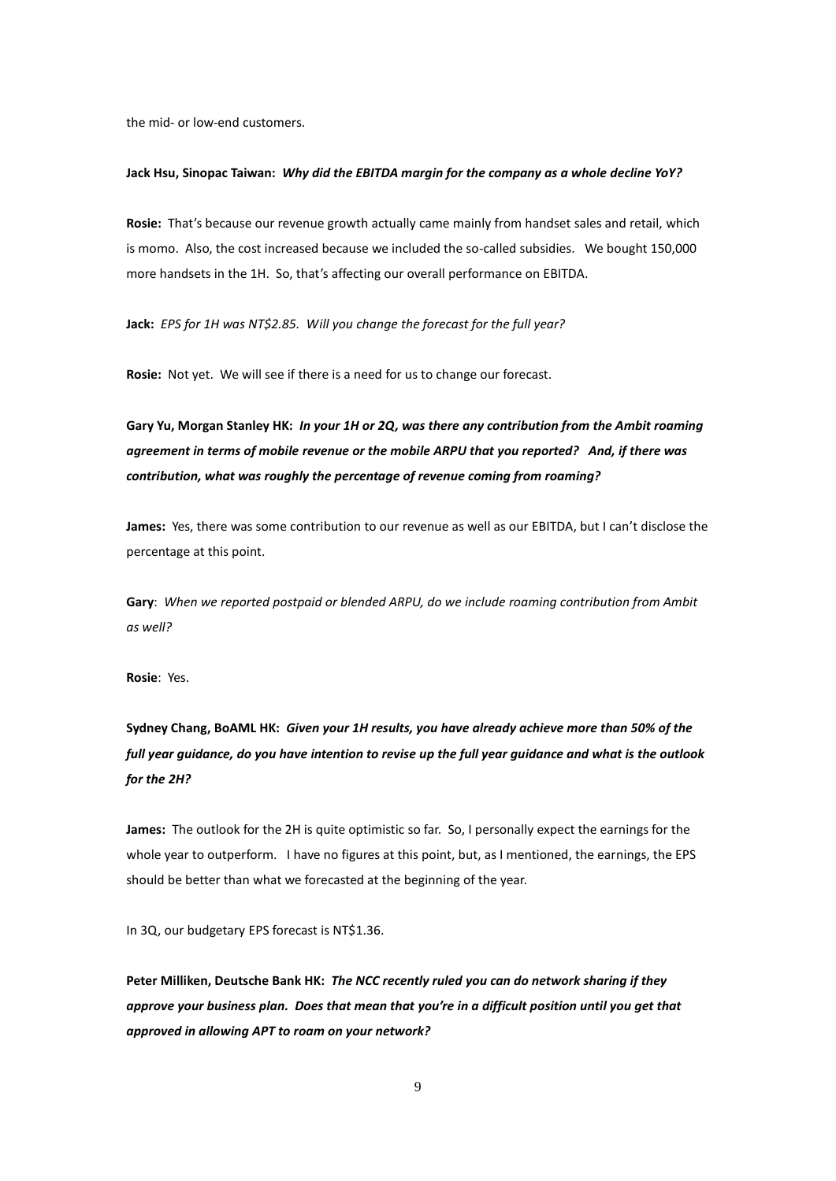the mid- or low-end customers.

**Jack Hsu, Sinopac Taiwan:** ***Why did the EBITDA margin for the company as a whole decline YoY?***

**Rosie:** That's because our revenue growth actually came mainly from handset sales and retail, which is momo. Also, the cost increased because we included the so-called subsidies. We bought 150,000 more handsets in the 1H. So, that's affecting our overall performance on EBITDA.

**Jack:** *EPS for 1H was NT$2.85. Will you change the forecast for the full year?*

**Rosie:** Not yet. We will see if there is a need for us to change our forecast.

**Gary Yu, Morgan Stanley HK:** ***In your 1H or 2Q, was there any contribution from the Ambit roaming agreement in terms of mobile revenue or the mobile ARPU that you reported? And, if there was contribution, what was roughly the percentage of revenue coming from roaming?***

**James:** Yes, there was some contribution to our revenue as well as our EBITDA, but I can't disclose the percentage at this point.

**Gary**: *When we reported postpaid or blended ARPU, do we include roaming contribution from Ambit as well?*

**Rosie**: Yes.

**Sydney Chang, BoAML HK:** ***Given your 1H results, you have already achieve more than 50% of the full year guidance, do you have intention to revise up the full year guidance and what is the outlook for the 2H?***

**James:** The outlook for the 2H is quite optimistic so far. So, I personally expect the earnings for the whole year to outperform. I have no figures at this point, but, as I mentioned, the earnings, the EPS should be better than what we forecasted at the beginning of the year.

In 3Q, our budgetary EPS forecast is NT$1.36.

**Peter Milliken, Deutsche Bank HK:** ***The NCC recently ruled you can do network sharing if they approve your business plan. Does that mean that you're in a difficult position until you get that approved in allowing APT to roam on your network?***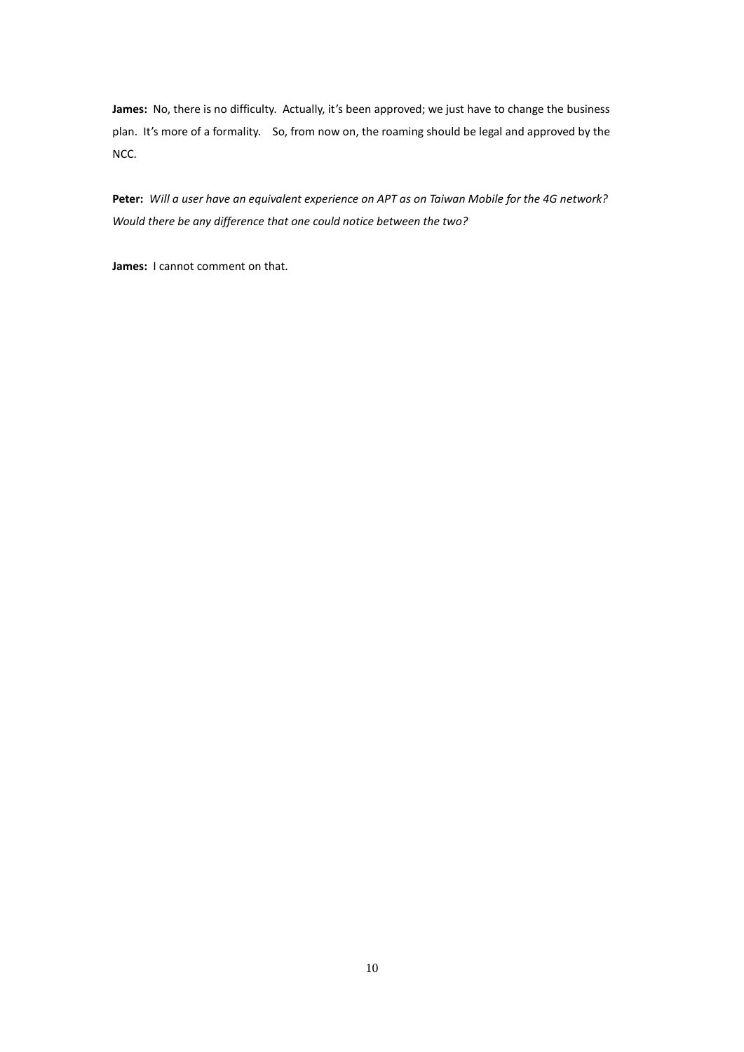**James:** No, there is no difficulty. Actually, it's been approved; we just have to change the business plan. It's more of a formality. So, from now on, the roaming should be legal and approved by the NCC.

**Peter:** *Will a user have an equivalent experience on APT as on Taiwan Mobile for the 4G network? Would there be any difference that one could notice between the two?*

**James:** I cannot comment on that.